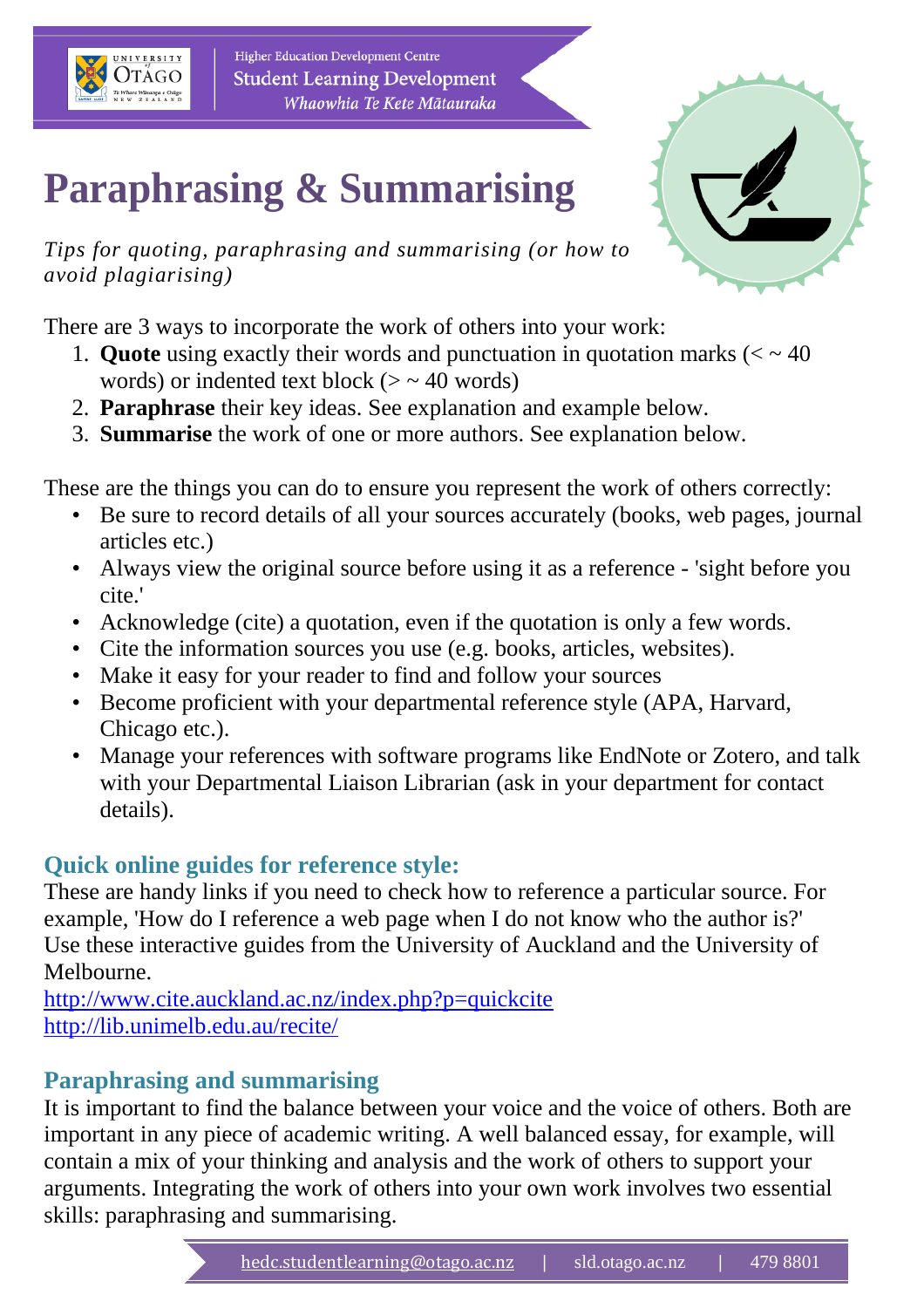Higher Education Development Centre
Student Learning Development
*Whaowhia Te Kete Mātauraka*

# Paraphrasing & Summarising

*Tips for quoting, paraphrasing and summarising (or how to avoid plagiarising)*

There are 3 ways to incorporate the work of others into your work:

1. **Quote** using exactly their words and punctuation in quotation marks (< ~ 40 words) or indented text block (> ~ 40 words)
2. **Paraphrase** their key ideas. See explanation and example below.
3. **Summarise** the work of one or more authors. See explanation below.

These are the things you can do to ensure you represent the work of others correctly:

- Be sure to record details of all your sources accurately (books, web pages, journal articles etc.)
- Always view the original source before using it as a reference - 'sight before you cite.'
- Acknowledge (cite) a quotation, even if the quotation is only a few words.
- Cite the information sources you use (e.g. books, articles, websites).
- Make it easy for your reader to find and follow your sources
- Become proficient with your departmental reference style (APA, Harvard, Chicago etc.).
- Manage your references with software programs like EndNote or Zotero, and talk with your Departmental Liaison Librarian (ask in your department for contact details).

## Quick online guides for reference style:

These are handy links if you need to check how to reference a particular source. For example, 'How do I reference a web page when I do not know who the author is?' Use these interactive guides from the University of Auckland and the University of Melbourne.

http://www.cite.auckland.ac.nz/index.php?p=quickcite
http://lib.unimelb.edu.au/recite/

## Paraphrasing and summarising

It is important to find the balance between your voice and the voice of others. Both are important in any piece of academic writing. A well balanced essay, for example, will contain a mix of your thinking and analysis and the work of others to support your arguments. Integrating the work of others into your own work involves two essential skills: paraphrasing and summarising.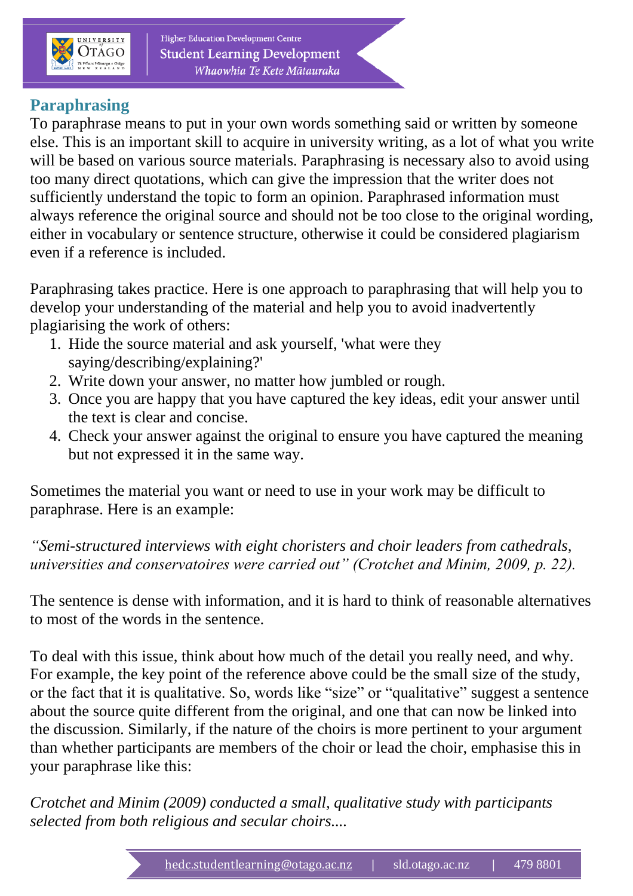## Paraphrasing

To paraphrase means to put in your own words something said or written by someone else. This is an important skill to acquire in university writing, as a lot of what you write will be based on various source materials. Paraphrasing is necessary also to avoid using too many direct quotations, which can give the impression that the writer does not sufficiently understand the topic to form an opinion. Paraphrased information must always reference the original source and should not be too close to the original wording, either in vocabulary or sentence structure, otherwise it could be considered plagiarism even if a reference is included.

Paraphrasing takes practice. Here is one approach to paraphrasing that will help you to develop your understanding of the material and help you to avoid inadvertently plagiarising the work of others:

1. Hide the source material and ask yourself, 'what were they saying/describing/explaining?'
2. Write down your answer, no matter how jumbled or rough.
3. Once you are happy that you have captured the key ideas, edit your answer until the text is clear and concise.
4. Check your answer against the original to ensure you have captured the meaning but not expressed it in the same way.

Sometimes the material you want or need to use in your work may be difficult to paraphrase. Here is an example:

*"Semi-structured interviews with eight choristers and choir leaders from cathedrals, universities and conservatoires were carried out" (Crotchet and Minim, 2009, p. 22).*

The sentence is dense with information, and it is hard to think of reasonable alternatives to most of the words in the sentence.

To deal with this issue, think about how much of the detail you really need, and why. For example, the key point of the reference above could be the small size of the study, or the fact that it is qualitative. So, words like "size" or "qualitative" suggest a sentence about the source quite different from the original, and one that can now be linked into the discussion. Similarly, if the nature of the choirs is more pertinent to your argument than whether participants are members of the choir or lead the choir, emphasise this in your paraphrase like this:

*Crotchet and Minim (2009) conducted a small, qualitative study with participants selected from both religious and secular choirs....*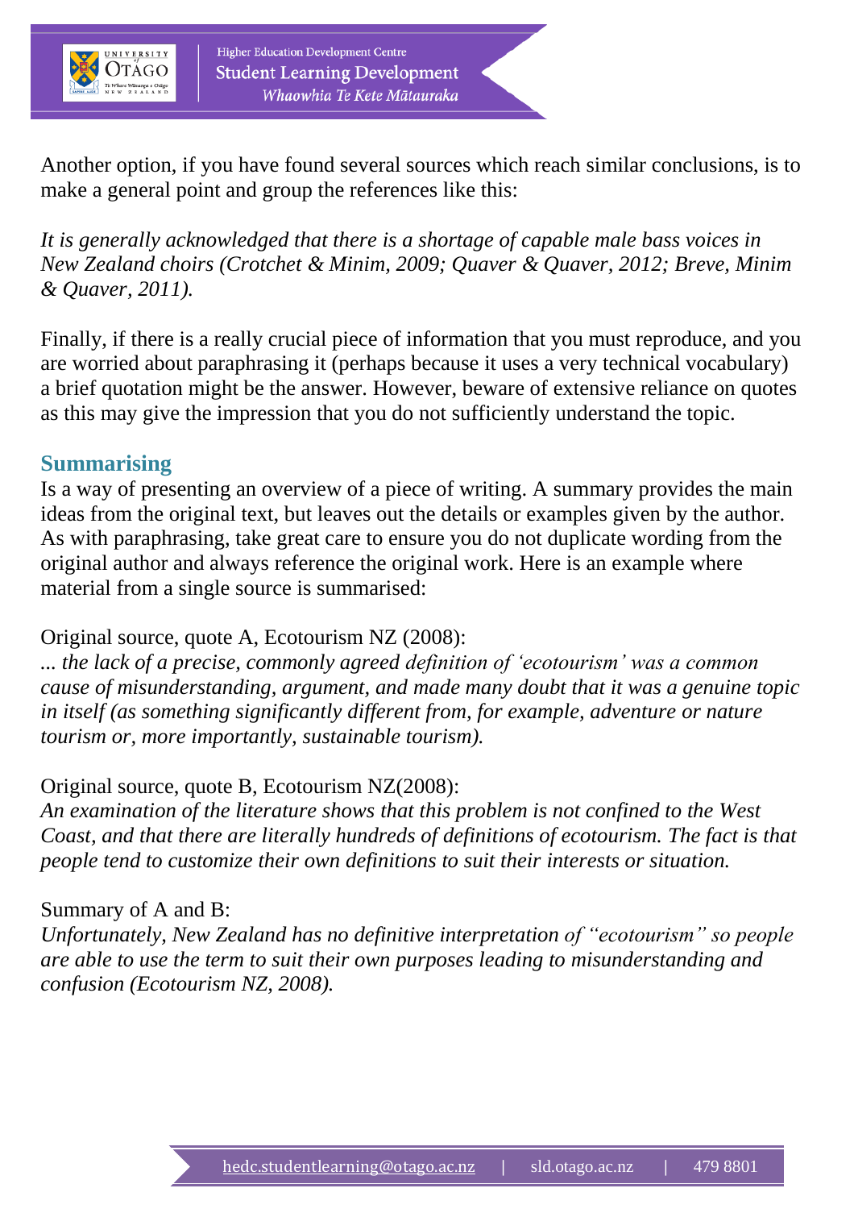Another option, if you have found several sources which reach similar conclusions, is to make a general point and group the references like this:

*It is generally acknowledged that there is a shortage of capable male bass voices in New Zealand choirs (Crotchet & Minim, 2009; Quaver & Quaver, 2012; Breve, Minim & Quaver, 2011).*

Finally, if there is a really crucial piece of information that you must reproduce, and you are worried about paraphrasing it (perhaps because it uses a very technical vocabulary) a brief quotation might be the answer. However, beware of extensive reliance on quotes as this may give the impression that you do not sufficiently understand the topic.

## Summarising

Is a way of presenting an overview of a piece of writing. A summary provides the main ideas from the original text, but leaves out the details or examples given by the author. As with paraphrasing, take great care to ensure you do not duplicate wording from the original author and always reference the original work. Here is an example where material from a single source is summarised:

Original source, quote A, Ecotourism NZ (2008):
*... the lack of a precise, commonly agreed definition of 'ecotourism' was a common cause of misunderstanding, argument, and made many doubt that it was a genuine topic in itself (as something significantly different from, for example, adventure or nature tourism or, more importantly, sustainable tourism).*

Original source, quote B, Ecotourism NZ(2008):
*An examination of the literature shows that this problem is not confined to the West Coast, and that there are literally hundreds of definitions of ecotourism. The fact is that people tend to customize their own definitions to suit their interests or situation.*

Summary of A and B:
*Unfortunately, New Zealand has no definitive interpretation of "ecotourism" so people are able to use the term to suit their own purposes leading to misunderstanding and confusion (Ecotourism NZ, 2008).*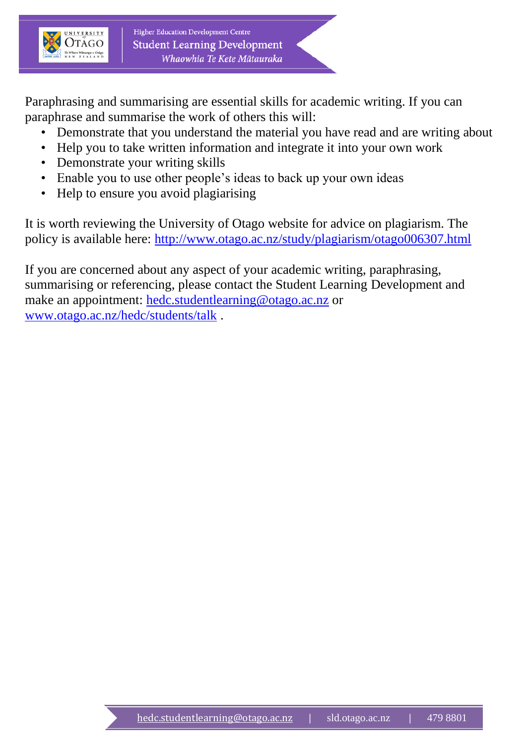Paraphrasing and summarising are essential skills for academic writing. If you can paraphrase and summarise the work of others this will:

- Demonstrate that you understand the material you have read and are writing about
- Help you to take written information and integrate it into your own work
- Demonstrate your writing skills
- Enable you to use other people's ideas to back up your own ideas
- Help to ensure you avoid plagiarising

It is worth reviewing the University of Otago website for advice on plagiarism. The policy is available here: [http://www.otago.ac.nz/study/plagiarism/otago006307.html](http://www.otago.ac.nz/study/plagiarism/otago006307.html)

If you are concerned about any aspect of your academic writing, paraphrasing, summarising or referencing, please contact the Student Learning Development and make an appointment: [hedc.studentlearning@otago.ac.nz](mailto:hedc.studentlearning@otago.ac.nz) or [www.otago.ac.nz/hedc/students/talk](http://www.otago.ac.nz/hedc/students/talk) .